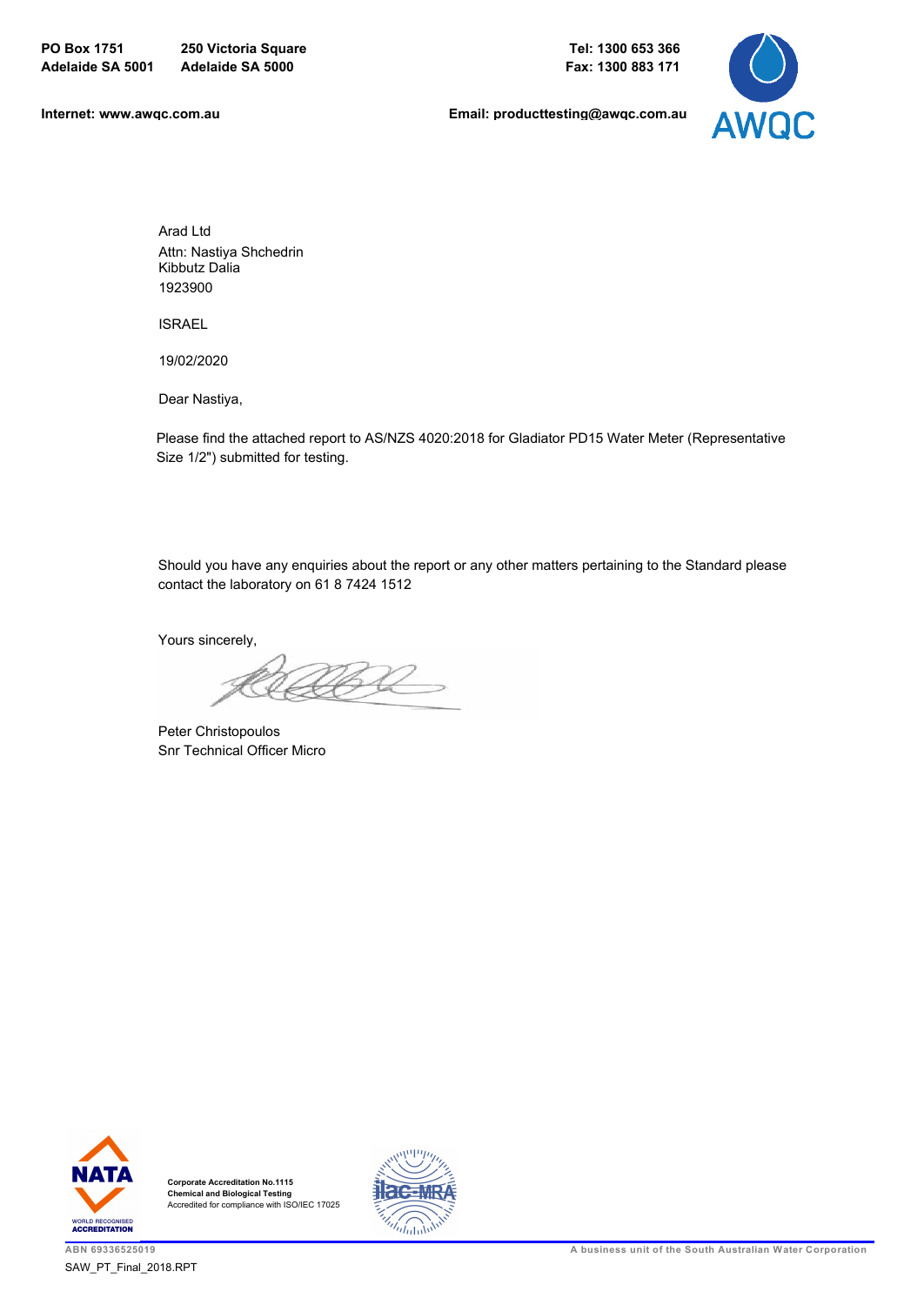PO Box 1751
Adelaide SA 5001

250 Victoria Square
Adelaide SA 5000

Tel: 1300 653 366
Fax: 1300 883 171

Internet: www.awqc.com.au

Email: producttesting@awqc.com.au

AWQC

Arad Ltd
Attn: Nastiya Shchedrin
Kibbutz Dalia
1923900

ISRAEL

19/02/2020

Dear Nastiya,

Please find the attached report to AS/NZS 4020:2018 for Gladiator PD15 Water Meter (Representative Size 1/2") submitted for testing.

Should you have any enquiries about the report or any other matters pertaining to the Standard please contact the laboratory on 61 8 7424 1512

Yours sincerely,

Peter Christopoulos
Snr Technical Officer Micro

**Corporate Accreditation No.1115**
**Chemical and Biological Testing**
Accredited for compliance with ISO/IEC 17025

ABN 69336525019

A business unit of the South Australian Water Corporation

SAW_PT_Final_2018.RPT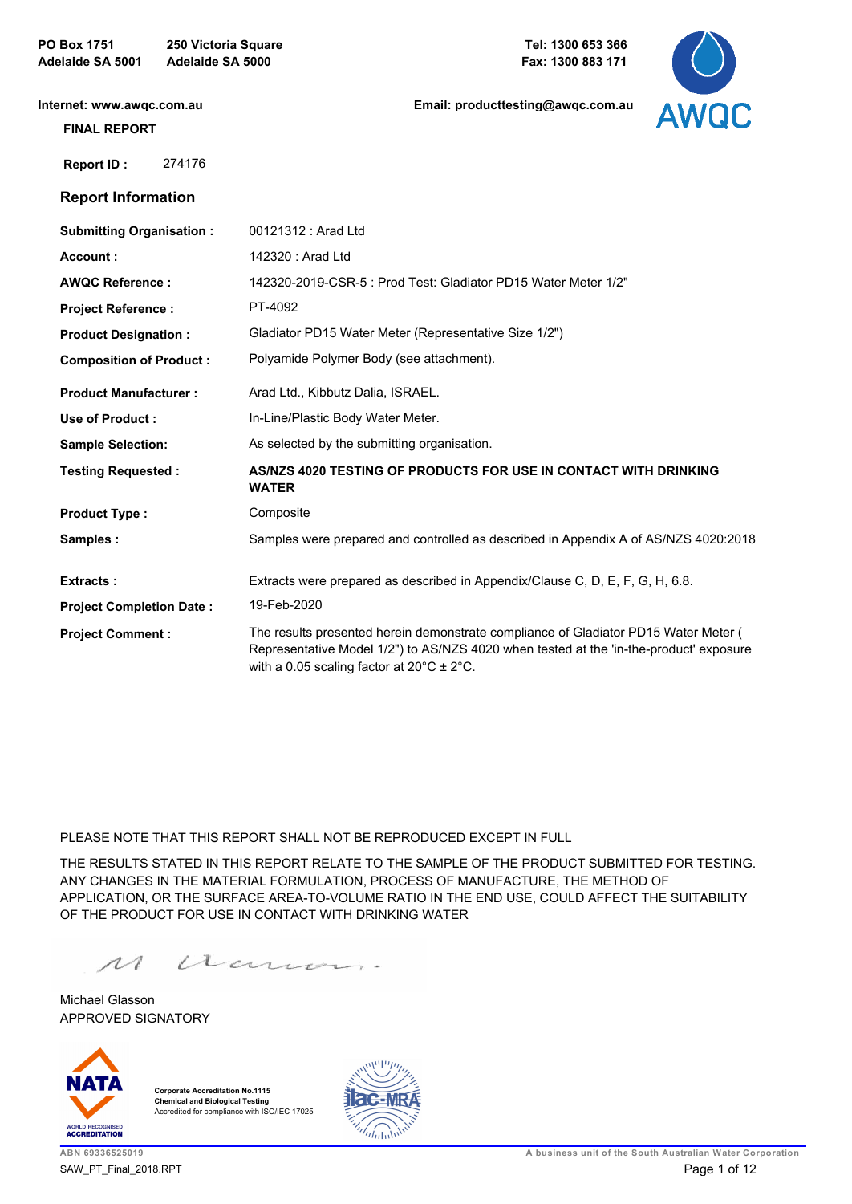PO Box 1751
Adelaide SA 5001

250 Victoria Square
Adelaide SA 5000

Tel: 1300 653 366
Fax: 1300 883 171

Internet: www.awqc.com.au

Email: producttesting@awqc.com.au

**FINAL REPORT**

**Report ID :** 274176

## Report Information

| | |
|---|---|
| **Submitting Organisation :** | 00121312 : Arad Ltd |
| **Account :** | 142320 : Arad Ltd |
| **AWQC Reference :** | 142320-2019-CSR-5 : Prod Test: Gladiator PD15 Water Meter 1/2" |
| **Project Reference :** | PT-4092 |
| **Product Designation :** | Gladiator PD15 Water Meter (Representative Size 1/2") |
| **Composition of Product :** | Polyamide Polymer Body (see attachment). |
| **Product Manufacturer :** | Arad Ltd., Kibbutz Dalia, ISRAEL. |
| **Use of Product :** | In-Line/Plastic Body Water Meter. |
| **Sample Selection:** | As selected by the submitting organisation. |
| **Testing Requested :** | **AS/NZS 4020 TESTING OF PRODUCTS FOR USE IN CONTACT WITH DRINKING WATER** |
| **Product Type :** | Composite |
| **Samples :** | Samples were prepared and controlled as described in Appendix A of AS/NZS 4020:2018 |
| **Extracts :** | Extracts were prepared as described in Appendix/Clause C, D, E, F, G, H, 6.8. |
| **Project Completion Date :** | 19-Feb-2020 |
| **Project Comment :** | The results presented herein demonstrate compliance of Gladiator PD15 Water Meter ( Representative Model 1/2") to AS/NZS 4020 when tested at the 'in-the-product' exposure with a 0.05 scaling factor at 20°C ± 2°C. |

PLEASE NOTE THAT THIS REPORT SHALL NOT BE REPRODUCED EXCEPT IN FULL

THE RESULTS STATED IN THIS REPORT RELATE TO THE SAMPLE OF THE PRODUCT SUBMITTED FOR TESTING. ANY CHANGES IN THE MATERIAL FORMULATION, PROCESS OF MANUFACTURE, THE METHOD OF APPLICATION, OR THE SURFACE AREA-TO-VOLUME RATIO IN THE END USE, COULD AFFECT THE SUITABILITY OF THE PRODUCT FOR USE IN CONTACT WITH DRINKING WATER

Michael Glasson
APPROVED SIGNATORY

Corporate Accreditation No.1115
Chemical and Biological Testing
Accredited for compliance with ISO/IEC 17025

ABN 69336525019

A business unit of the South Australian Water Corporation

SAW_PT_Final_2018.RPT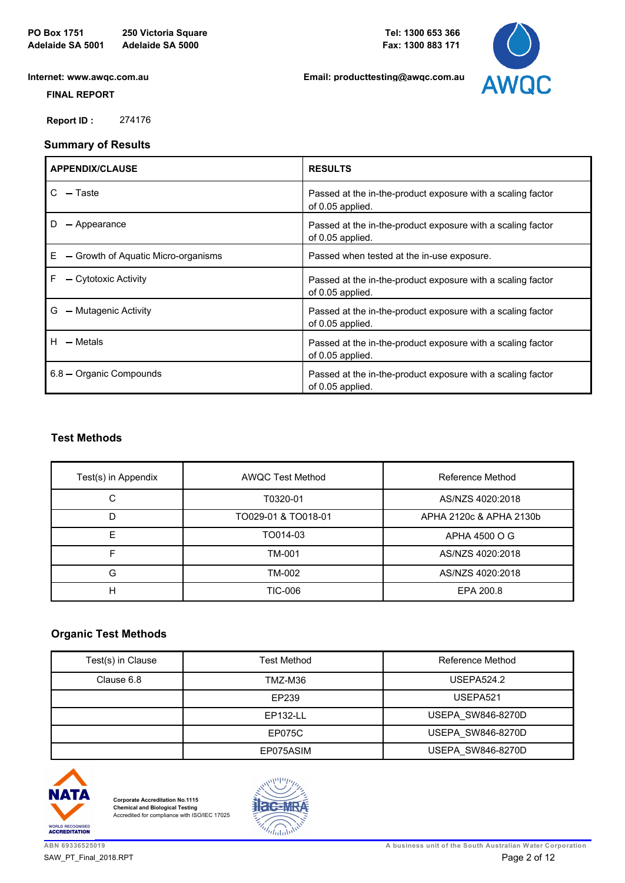PO Box 1751
Adelaide SA 5001

250 Victoria Square
Adelaide SA 5000

Tel: 1300 653 366
Fax: 1300 883 171

Internet: www.awqc.com.au

Email: producttesting@awqc.com.au

**FINAL REPORT**

**Report ID :** 274176

## Summary of Results

| APPENDIX/CLAUSE | RESULTS |
|---|---|
| C – Taste | Passed at the in-the-product exposure with a scaling factor of 0.05 applied. |
| D – Appearance | Passed at the in-the-product exposure with a scaling factor of 0.05 applied. |
| E – Growth of Aquatic Micro-organisms | Passed when tested at the in-use exposure. |
| F – Cytotoxic Activity | Passed at the in-the-product exposure with a scaling factor of 0.05 applied. |
| G – Mutagenic Activity | Passed at the in-the-product exposure with a scaling factor of 0.05 applied. |
| H – Metals | Passed at the in-the-product exposure with a scaling factor of 0.05 applied. |
| 6.8 – Organic Compounds | Passed at the in-the-product exposure with a scaling factor of 0.05 applied. |

## Test Methods

| Test(s) in Appendix | AWQC Test Method | Reference Method |
|---|---|---|
| C | T0320-01 | AS/NZS 4020:2018 |
| D | TO029-01 & TO018-01 | APHA 2120c & APHA 2130b |
| E | TO014-03 | APHA 4500 O G |
| F | TM-001 | AS/NZS 4020:2018 |
| G | TM-002 | AS/NZS 4020:2018 |
| H | TIC-006 | EPA 200.8 |

## Organic Test Methods

| Test(s) in Clause | Test Method | Reference Method |
|---|---|---|
| Clause 6.8 | TMZ-M36 | USEPA524.2 |
| | EP239 | USEPA521 |
| | EP132-LL | USEPA_SW846-8270D |
| | EP075C | USEPA_SW846-8270D |
| | EP075ASIM | USEPA_SW846-8270D |

Corporate Accreditation No.1115
Chemical and Biological Testing
Accredited for compliance with ISO/IEC 17025

ABN 69336525019
A business unit of the South Australian Water Corporation
SAW_PT_Final_2018.RPT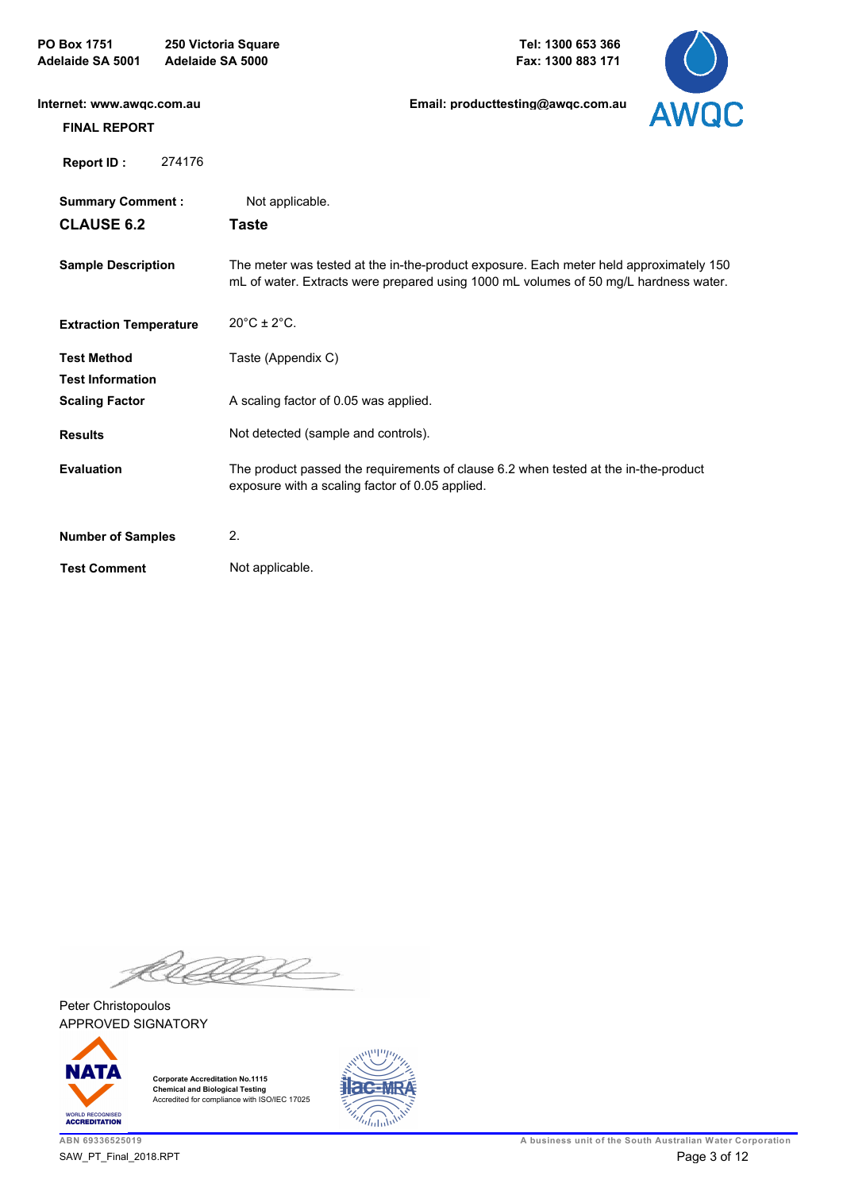PO Box 1751
Adelaide SA 5001

250 Victoria Square
Adelaide SA 5000

Tel: 1300 653 366
Fax: 1300 883 171

Internet: www.awqc.com.au

Email: producttesting@awqc.com.au

**FINAL REPORT**

**Report ID :** 274176

| | |
|---|---|
| **Summary Comment :** | Not applicable. |
| **CLAUSE 6.2** | **Taste** |
| **Sample Description** | The meter was tested at the in-the-product exposure. Each meter held approximately 150 mL of water. Extracts were prepared using 1000 mL volumes of 50 mg/L hardness water. |
| **Extraction Temperature** | 20°C ± 2°C. |
| **Test Method** | Taste (Appendix C) |
| **Test Information** | |
| **Scaling Factor** | A scaling factor of 0.05 was applied. |
| **Results** | Not detected (sample and controls). |
| **Evaluation** | The product passed the requirements of clause 6.2 when tested at the in-the-product exposure with a scaling factor of 0.05 applied. |
| **Number of Samples** | 2. |
| **Test Comment** | Not applicable. |

Peter Christopoulos
APPROVED SIGNATORY

Corporate Accreditation No.1115
Chemical and Biological Testing
Accredited for compliance with ISO/IEC 17025

ABN 69336525019

A business unit of the South Australian Water Corporation

SAW_PT_Final_2018.RPT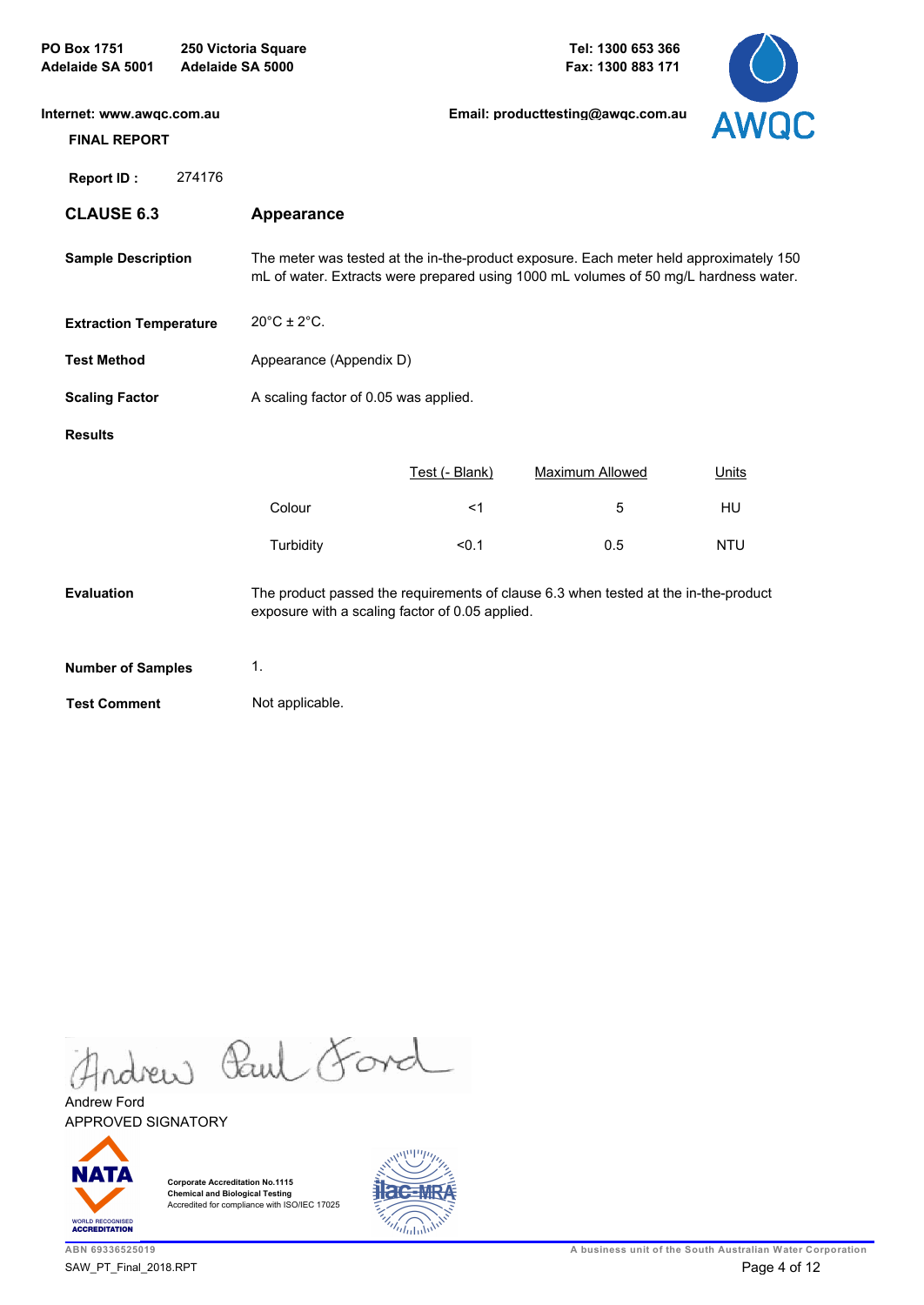PO Box 1751
Adelaide SA 5001

250 Victoria Square
Adelaide SA 5000

Tel: 1300 653 366
Fax: 1300 883 171

Internet: www.awqc.com.au

Email: producttesting@awqc.com.au

**FINAL REPORT**

**Report ID :** 274176

## CLAUSE 6.3 Appearance

**Sample Description**

The meter was tested at the in-the-product exposure. Each meter held approximately 150 mL of water. Extracts were prepared using 1000 mL volumes of 50 mg/L hardness water.

**Extraction Temperature**

20°C ± 2°C.

**Test Method**

Appearance (Appendix D)

**Scaling Factor**

A scaling factor of 0.05 was applied.

**Results**

| | Test (- Blank) | Maximum Allowed | Units |
|---|---|---|---|
| Colour | <1 | 5 | HU |
| Turbidity | <0.1 | 0.5 | NTU |

**Evaluation**

The product passed the requirements of clause 6.3 when tested at the in-the-product exposure with a scaling factor of 0.05 applied.

**Number of Samples**

1.

**Test Comment**

Not applicable.

Andrew Ford
APPROVED SIGNATORY

Corporate Accreditation No.1115
Chemical and Biological Testing
Accredited for compliance with ISO/IEC 17025

ABN 69336525019

A business unit of the South Australian Water Corporation

SAW_PT_Final_2018.RPT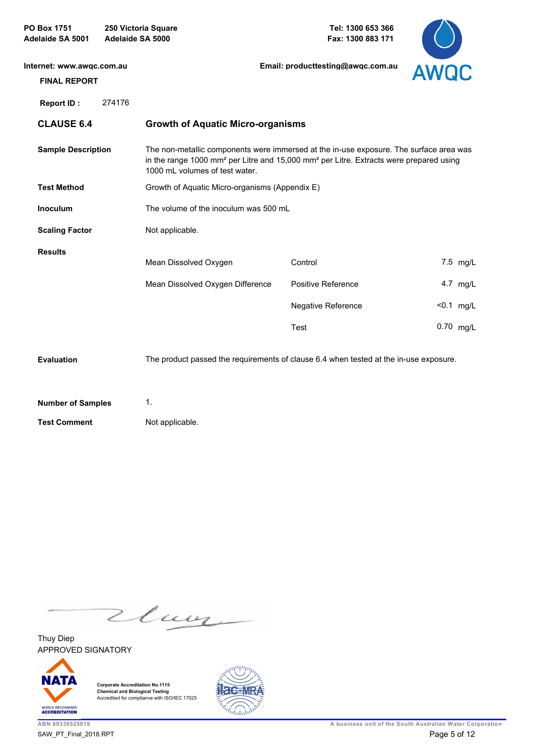PO Box 1751
Adelaide SA 5001

250 Victoria Square
Adelaide SA 5000

Tel: 1300 653 366
Fax: 1300 883 171

Internet: www.awqc.com.au

Email: producttesting@awqc.com.au

**FINAL REPORT**

**Report ID :** 274176

## CLAUSE 6.4 — Growth of Aquatic Micro-organisms

**Sample Description**

The non-metallic components were immersed at the in-use exposure. The surface area was in the range 1000 mm² per Litre and 15,000 mm² per Litre. Extracts were prepared using 1000 mL volumes of test water.

**Test Method**

Growth of Aquatic Micro-organisms (Appendix E)

**Inoculum**

The volume of the inoculum was 500 mL

**Scaling Factor**

Not applicable.

**Results**

| | | |
|---|---|---|
| Mean Dissolved Oxygen | Control | 7.5 mg/L |
| Mean Dissolved Oxygen Difference | Positive Reference | 4.7 mg/L |
| | Negative Reference | <0.1 mg/L |
| | Test | 0.70 mg/L |

**Evaluation**

The product passed the requirements of clause 6.4 when tested at the in-use exposure.

**Number of Samples**

1.

**Test Comment**

Not applicable.

Thuy Diep
APPROVED SIGNATORY

Corporate Accreditation No.1115
Chemical and Biological Testing
Accredited for compliance with ISO/IEC 17025

ABN 69336525019

SAW_PT_Final_2018.RPT

A business unit of the South Australian Water Corporation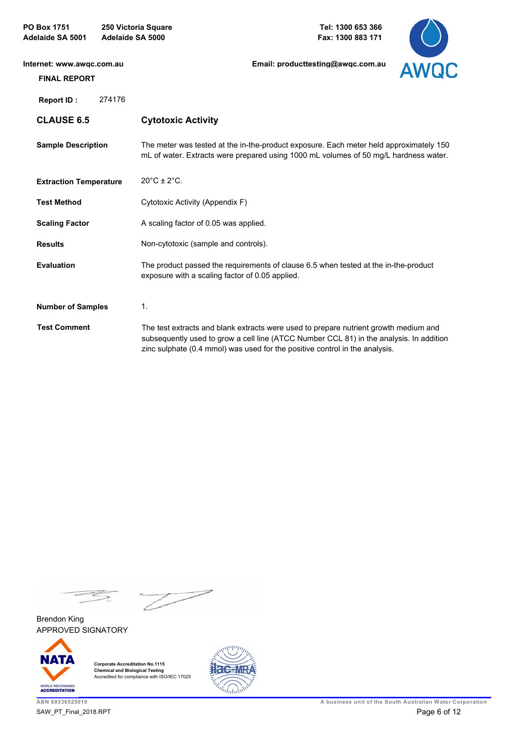PO Box 1751
Adelaide SA 5001

250 Victoria Square
Adelaide SA 5000

Tel: 1300 653 366
Fax: 1300 883 171

Internet: www.awqc.com.au

Email: producttesting@awqc.com.au

**FINAL REPORT**

**Report ID :** 274176

## CLAUSE 6.5 — Cytotoxic Activity

| | |
|---|---|
| **Sample Description** | The meter was tested at the in-the-product exposure. Each meter held approximately 150 mL of water. Extracts were prepared using 1000 mL volumes of 50 mg/L hardness water. |
| **Extraction Temperature** | 20°C ± 2°C. |
| **Test Method** | Cytotoxic Activity (Appendix F) |
| **Scaling Factor** | A scaling factor of 0.05 was applied. |
| **Results** | Non-cytotoxic (sample and controls). |
| **Evaluation** | The product passed the requirements of clause 6.5 when tested at the in-the-product exposure with a scaling factor of 0.05 applied. |
| **Number of Samples** | 1. |
| **Test Comment** | The test extracts and blank extracts were used to prepare nutrient growth medium and subsequently used to grow a cell line (ATCC Number CCL 81) in the analysis. In addition zinc sulphate (0.4 mmol) was used for the positive control in the analysis. |

Brendon King
APPROVED SIGNATORY

Corporate Accreditation No.1115
Chemical and Biological Testing
Accredited for compliance with ISO/IEC 17025

ABN 69336525019
SAW_PT_Final_2018.RPT

A business unit of the South Australian Water Corporation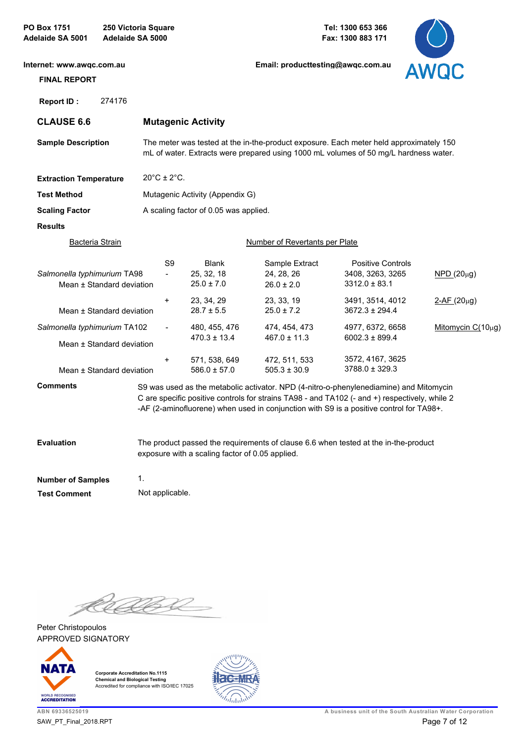PO Box 1751
Adelaide SA 5001

250 Victoria Square
Adelaide SA 5000

Tel: 1300 653 366
Fax: 1300 883 171

Internet: www.awqc.com.au

Email: producttesting@awqc.com.au

**FINAL REPORT**

**Report ID :** 274176

## CLAUSE 6.6 Mutagenic Activity

**Sample Description** The meter was tested at the in-the-product exposure. Each meter held approximately 150 mL of water. Extracts were prepared using 1000 mL volumes of 50 mg/L hardness water.

**Extraction Temperature** 20°C ± 2°C.

**Test Method** Mutagenic Activity (Appendix G)

**Scaling Factor** A scaling factor of 0.05 was applied.

**Results**

| Bacteria Strain | S9 | Blank | Sample Extract | Positive Controls | |
|---|---|---|---|---|---|
| *Salmonella typhimurium* TA98 | - | 25, 32, 18 | 24, 28, 26 | 3408, 3263, 3265 | NPD (20μg) |
| Mean ± Standard deviation | | 25.0 ± 7.0 | 26.0 ± 2.0 | 3312.0 ± 83.1 | |
| | + | 23, 34, 29 | 23, 33, 19 | 3491, 3514, 4012 | 2-AF (20μg) |
| Mean ± Standard deviation | | 28.7 ± 5.5 | 25.0 ± 7.2 | 3672.3 ± 294.4 | |
| *Salmonella typhimurium* TA102 | - | 480, 455, 476 | 474, 454, 473 | 4977, 6372, 6658 | Mitomycin C(10μg) |
| Mean ± Standard deviation | | 470.3 ± 13.4 | 467.0 ± 11.3 | 6002.3 ± 899.4 | |
| | + | 571, 538, 649 | 472, 511, 533 | 3572, 4167, 3625 | |
| Mean ± Standard deviation | | 586.0 ± 57.0 | 505.3 ± 30.9 | 3788.0 ± 329.3 | |

Number of Revertants per Plate

**Comments** S9 was used as the metabolic activator. NPD (4-nitro-o-phenylenediamine) and Mitomycin C are specific positive controls for strains TA98 - and TA102 (- and +) respectively, while 2 -AF (2-aminofluorene) when used in conjunction with S9 is a positive control for TA98+.

**Evaluation** The product passed the requirements of clause 6.6 when tested at the in-the-product exposure with a scaling factor of 0.05 applied.

**Number of Samples** 1.

**Test Comment** Not applicable.

Peter Christopoulos
APPROVED SIGNATORY

Corporate Accreditation No.1115
Chemical and Biological Testing
Accredited for compliance with ISO/IEC 17025

ABN 69336525019

SAW_PT_Final_2018.RPT

A business unit of the South Australian Water Corporation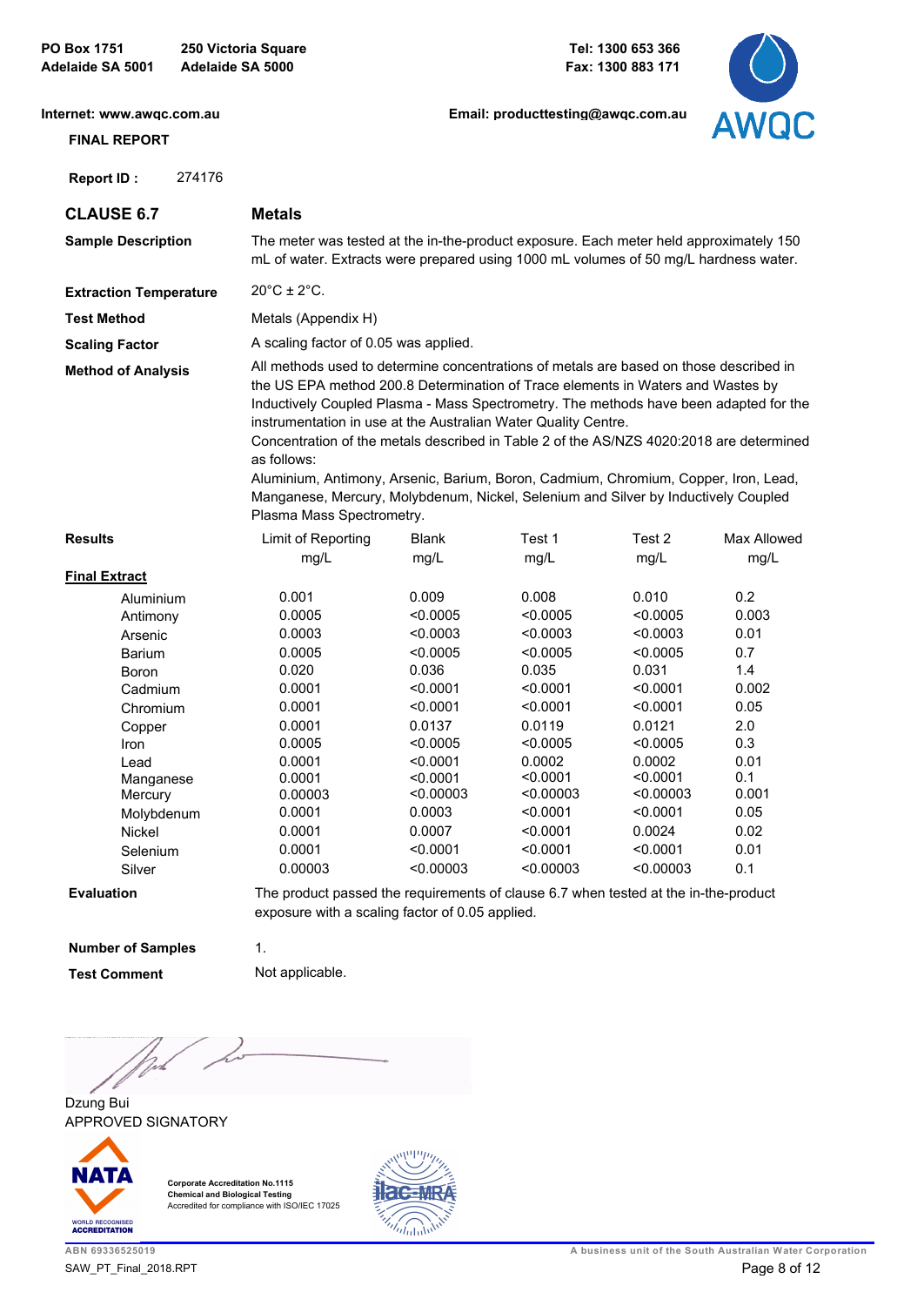PO Box 1751
Adelaide SA 5001

250 Victoria Square
Adelaide SA 5000

Tel: 1300 653 366
Fax: 1300 883 171

Internet: www.awqc.com.au

Email: producttesting@awqc.com.au

AWQC

**FINAL REPORT**

**Report ID :** 274176

## CLAUSE 6.7 — Metals

**Sample Description**
The meter was tested at the in-the-product exposure. Each meter held approximately 150 mL of water. Extracts were prepared using 1000 mL volumes of 50 mg/L hardness water.

**Extraction Temperature**
20°C ± 2°C.

**Test Method**
Metals (Appendix H)

**Scaling Factor**
A scaling factor of 0.05 was applied.

**Method of Analysis**
All methods used to determine concentrations of metals are based on those described in the US EPA method 200.8 Determination of Trace elements in Waters and Wastes by Inductively Coupled Plasma - Mass Spectrometry. The methods have been adapted for the instrumentation in use at the Australian Water Quality Centre.
Concentration of the metals described in Table 2 of the AS/NZS 4020:2018 are determined as follows:
Aluminium, Antimony, Arsenic, Barium, Boron, Cadmium, Chromium, Copper, Iron, Lead, Manganese, Mercury, Molybdenum, Nickel, Selenium and Silver by Inductively Coupled Plasma Mass Spectrometry.

**Results**

| Final Extract | Limit of Reporting mg/L | Blank mg/L | Test 1 mg/L | Test 2 mg/L | Max Allowed mg/L |
|---|---|---|---|---|---|
| Aluminium | 0.001 | 0.009 | 0.008 | 0.010 | 0.2 |
| Antimony | 0.0005 | <0.0005 | <0.0005 | <0.0005 | 0.003 |
| Arsenic | 0.0003 | <0.0003 | <0.0003 | <0.0003 | 0.01 |
| Barium | 0.0005 | <0.0005 | <0.0005 | <0.0005 | 0.7 |
| Boron | 0.020 | 0.036 | 0.035 | 0.031 | 1.4 |
| Cadmium | 0.0001 | <0.0001 | <0.0001 | <0.0001 | 0.002 |
| Chromium | 0.0001 | <0.0001 | <0.0001 | <0.0001 | 0.05 |
| Copper | 0.0001 | 0.0137 | 0.0119 | 0.0121 | 2.0 |
| Iron | 0.0005 | <0.0005 | <0.0005 | <0.0005 | 0.3 |
| Lead | 0.0001 | <0.0001 | 0.0002 | 0.0002 | 0.01 |
| Manganese | 0.0001 | <0.0001 | <0.0001 | <0.0001 | 0.1 |
| Mercury | 0.00003 | <0.00003 | <0.00003 | <0.00003 | 0.001 |
| Molybdenum | 0.0001 | 0.0003 | <0.0001 | <0.0001 | 0.05 |
| Nickel | 0.0001 | 0.0007 | <0.0001 | 0.0024 | 0.02 |
| Selenium | 0.0001 | <0.0001 | <0.0001 | <0.0001 | 0.01 |
| Silver | 0.00003 | <0.00003 | <0.00003 | <0.00003 | 0.1 |

**Evaluation**
The product passed the requirements of clause 6.7 when tested at the in-the-product exposure with a scaling factor of 0.05 applied.

**Number of Samples**
1.

**Test Comment**
Not applicable.

Dzung Bui
APPROVED SIGNATORY

Corporate Accreditation No.1115
Chemical and Biological Testing
Accredited for compliance with ISO/IEC 17025

ABN 69336525019
SAW_PT_Final_2018.RPT

A business unit of the South Australian Water Corporation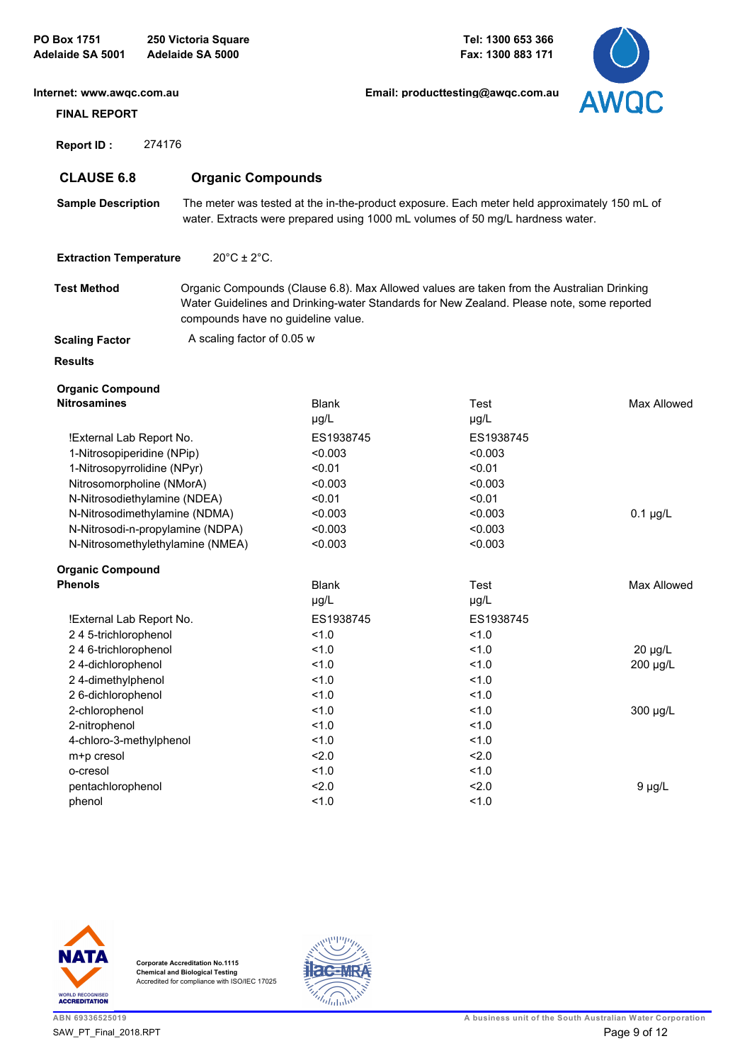PO Box 1751
Adelaide SA 5001

250 Victoria Square
Adelaide SA 5000

Tel: 1300 653 366
Fax: 1300 883 171

Internet: www.awqc.com.au

Email: producttesting@awqc.com.au

**FINAL REPORT**

**Report ID :** 274176

## CLAUSE 6.8 Organic Compounds

**Sample Description** The meter was tested at the in-the-product exposure. Each meter held approximately 150 mL of water. Extracts were prepared using 1000 mL volumes of 50 mg/L hardness water.

**Extraction Temperature** 20°C ± 2°C.

**Test Method** Organic Compounds (Clause 6.8). Max Allowed values are taken from the Australian Drinking Water Guidelines and Drinking-water Standards for New Zealand. Please note, some reported compounds have no guideline value.

**Scaling Factor** A scaling factor of 0.05 w

**Results**

| Organic Compound Nitrosamines | Blank µg/L | Test µg/L | Max Allowed |
|---|---|---|---|
| !External Lab Report No. | ES1938745 | ES1938745 | |
| 1-Nitrosopiperidine (NPip) | <0.003 | <0.003 | |
| 1-Nitrosopyrrolidine (NPyr) | <0.01 | <0.01 | |
| Nitrosomorpholine (NMorA) | <0.003 | <0.003 | |
| N-Nitrosodiethylamine (NDEA) | <0.01 | <0.01 | |
| N-Nitrosodimethylamine (NDMA) | <0.003 | <0.003 | 0.1 µg/L |
| N-Nitrosodi-n-propylamine (NDPA) | <0.003 | <0.003 | |
| N-Nitrosomethylethylamine (NMEA) | <0.003 | <0.003 | |

| Organic Compound Phenols | Blank µg/L | Test µg/L | Max Allowed |
|---|---|---|---|
| !External Lab Report No. | ES1938745 | ES1938745 | |
| 2 4 5-trichlorophenol | <1.0 | <1.0 | |
| 2 4 6-trichlorophenol | <1.0 | <1.0 | 20 µg/L |
| 2 4-dichlorophenol | <1.0 | <1.0 | 200 µg/L |
| 2 4-dimethylphenol | <1.0 | <1.0 | |
| 2 6-dichlorophenol | <1.0 | <1.0 | |
| 2-chlorophenol | <1.0 | <1.0 | 300 µg/L |
| 2-nitrophenol | <1.0 | <1.0 | |
| 4-chloro-3-methylphenol | <1.0 | <1.0 | |
| m+p cresol | <2.0 | <2.0 | |
| o-cresol | <1.0 | <1.0 | |
| pentachlorophenol | <2.0 | <2.0 | 9 µg/L |
| phenol | <1.0 | <1.0 | |

Corporate Accreditation No.1115
Chemical and Biological Testing
Accredited for compliance with ISO/IEC 17025

ABN 69336525019

A business unit of the South Australian Water Corporation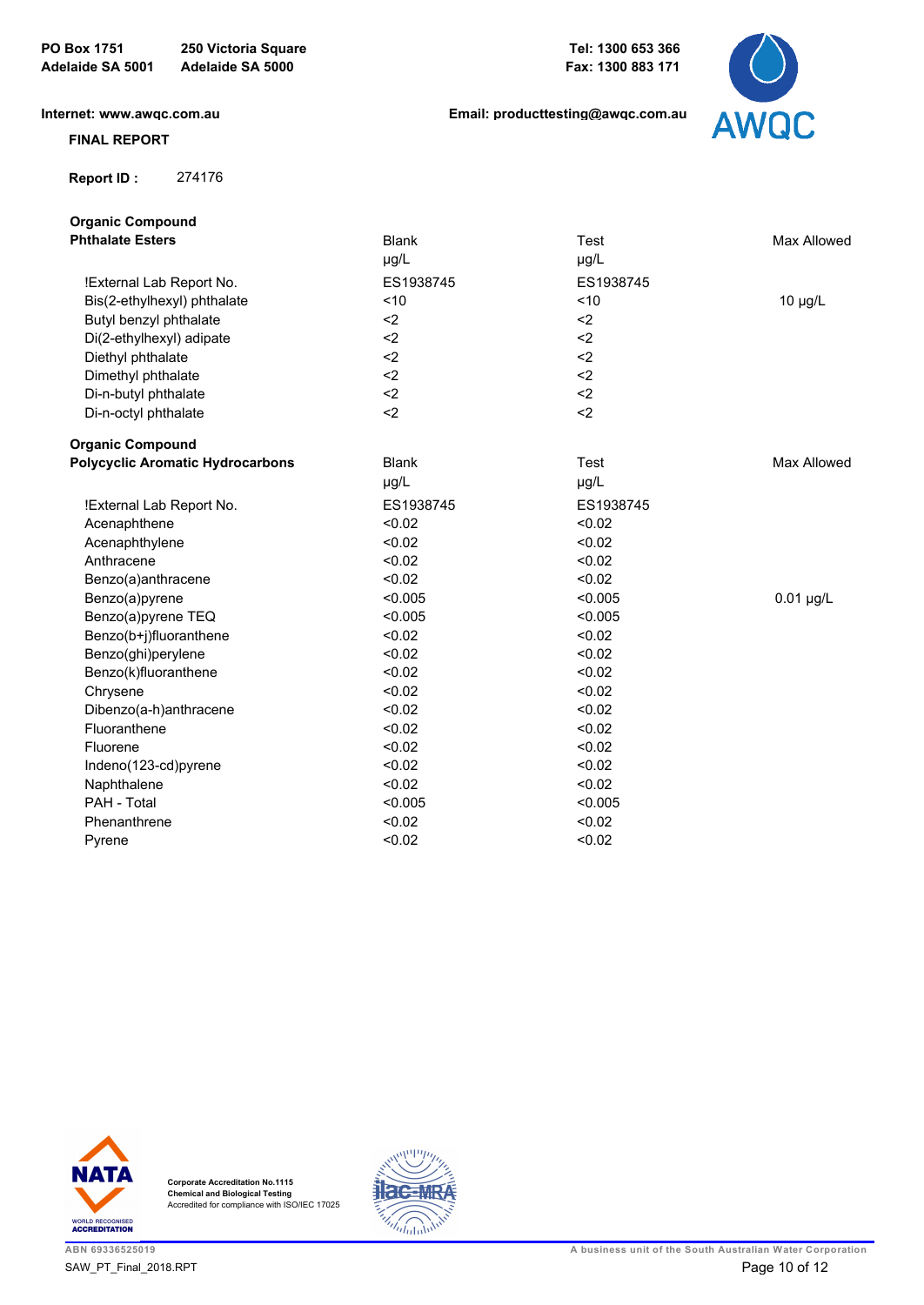PO Box 1751
Adelaide SA 5001

250 Victoria Square
Adelaide SA 5000

Tel: 1300 653 366
Fax: 1300 883 171

Internet: www.awqc.com.au

Email: producttesting@awqc.com.au

**FINAL REPORT**

**Report ID :** 274176

| **Organic Compound**<br>**Phthalate Esters** | Blank<br>µg/L | Test<br>µg/L | Max Allowed |
|---|---|---|---|
| !External Lab Report No. | ES1938745 | ES1938745 | |
| Bis(2-ethylhexyl) phthalate | <10 | <10 | 10 µg/L |
| Butyl benzyl phthalate | <2 | <2 | |
| Di(2-ethylhexyl) adipate | <2 | <2 | |
| Diethyl phthalate | <2 | <2 | |
| Dimethyl phthalate | <2 | <2 | |
| Di-n-butyl phthalate | <2 | <2 | |
| Di-n-octyl phthalate | <2 | <2 | |

| **Organic Compound**<br>**Polycyclic Aromatic Hydrocarbons** | Blank<br>µg/L | Test<br>µg/L | Max Allowed |
|---|---|---|---|
| !External Lab Report No. | ES1938745 | ES1938745 | |
| Acenaphthene | <0.02 | <0.02 | |
| Acenaphthylene | <0.02 | <0.02 | |
| Anthracene | <0.02 | <0.02 | |
| Benzo(a)anthracene | <0.02 | <0.02 | |
| Benzo(a)pyrene | <0.005 | <0.005 | 0.01 µg/L |
| Benzo(a)pyrene TEQ | <0.005 | <0.005 | |
| Benzo(b+j)fluoranthene | <0.02 | <0.02 | |
| Benzo(ghi)perylene | <0.02 | <0.02 | |
| Benzo(k)fluoranthene | <0.02 | <0.02 | |
| Chrysene | <0.02 | <0.02 | |
| Dibenzo(a-h)anthracene | <0.02 | <0.02 | |
| Fluoranthene | <0.02 | <0.02 | |
| Fluorene | <0.02 | <0.02 | |
| Indeno(123-cd)pyrene | <0.02 | <0.02 | |
| Naphthalene | <0.02 | <0.02 | |
| PAH - Total | <0.005 | <0.005 | |
| Phenanthrene | <0.02 | <0.02 | |
| Pyrene | <0.02 | <0.02 | |

Corporate Accreditation No.1115
Chemical and Biological Testing
Accredited for compliance with ISO/IEC 17025

ABN 69336525019

A business unit of the South Australian Water Corporation

SAW_PT_Final_2018.RPT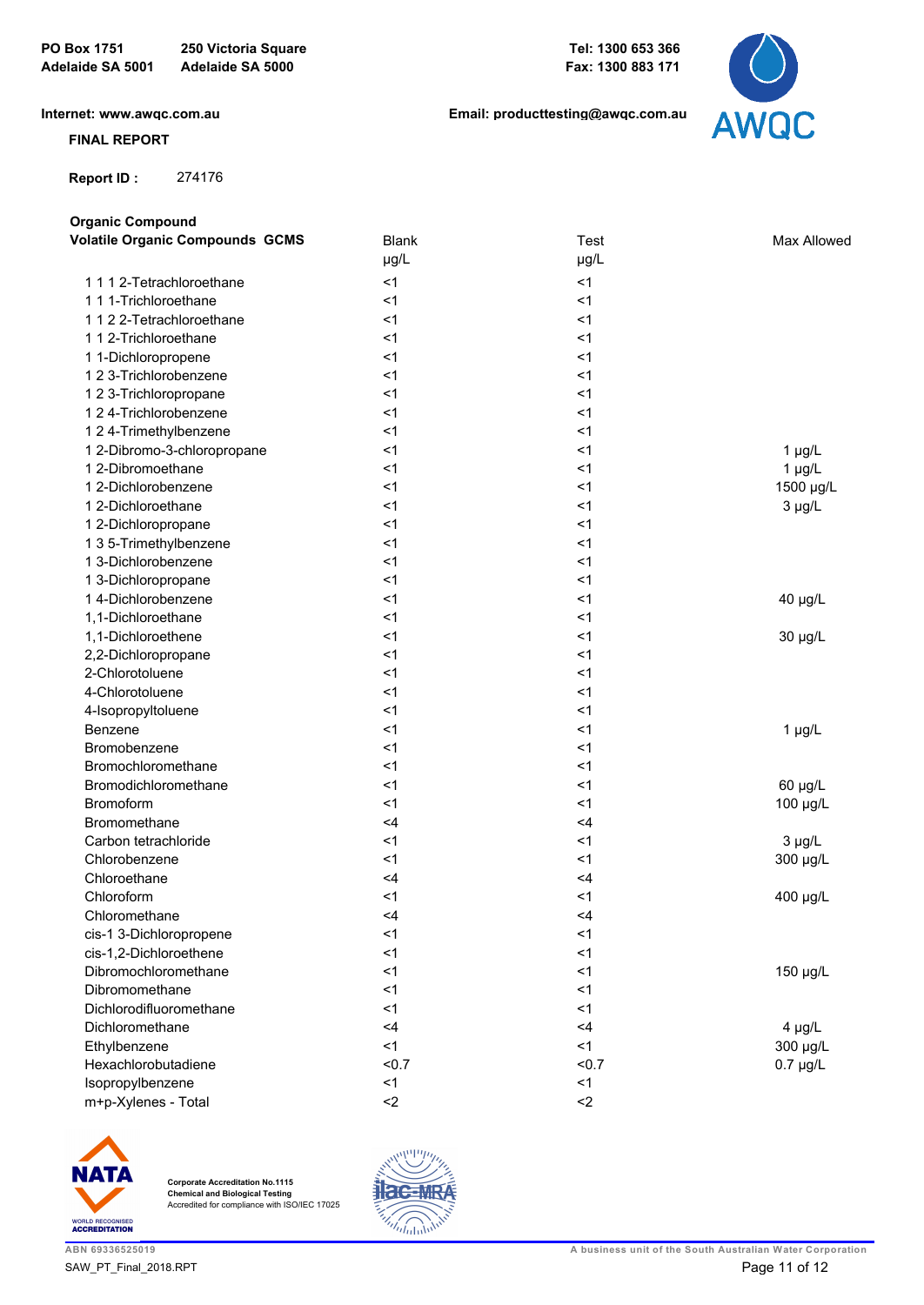PO Box 1751
Adelaide SA 5001

250 Victoria Square
Adelaide SA 5000

Tel: 1300 653 366
Fax: 1300 883 171

Internet: www.awqc.com.au

Email: producttesting@awqc.com.au

**FINAL REPORT**

**Report ID :** 274176

**Organic Compound**

| **Volatile Organic Compounds GCMS** | Blank µg/L | Test µg/L | Max Allowed |
|---|---|---|---|
| 1 1 1 2-Tetrachloroethane | <1 | <1 | |
| 1 1 1-Trichloroethane | <1 | <1 | |
| 1 1 2 2-Tetrachloroethane | <1 | <1 | |
| 1 1 2-Trichloroethane | <1 | <1 | |
| 1 1-Dichloropropene | <1 | <1 | |
| 1 2 3-Trichlorobenzene | <1 | <1 | |
| 1 2 3-Trichloropropane | <1 | <1 | |
| 1 2 4-Trichlorobenzene | <1 | <1 | |
| 1 2 4-Trimethylbenzene | <1 | <1 | |
| 1 2-Dibromo-3-chloropropane | <1 | <1 | 1 µg/L |
| 1 2-Dibromoethane | <1 | <1 | 1 µg/L |
| 1 2-Dichlorobenzene | <1 | <1 | 1500 µg/L |
| 1 2-Dichloroethane | <1 | <1 | 3 µg/L |
| 1 2-Dichloropropane | <1 | <1 | |
| 1 3 5-Trimethylbenzene | <1 | <1 | |
| 1 3-Dichlorobenzene | <1 | <1 | |
| 1 3-Dichloropropane | <1 | <1 | |
| 1 4-Dichlorobenzene | <1 | <1 | 40 µg/L |
| 1,1-Dichloroethane | <1 | <1 | |
| 1,1-Dichloroethene | <1 | <1 | 30 µg/L |
| 2,2-Dichloropropane | <1 | <1 | |
| 2-Chlorotoluene | <1 | <1 | |
| 4-Chlorotoluene | <1 | <1 | |
| 4-Isopropyltoluene | <1 | <1 | |
| Benzene | <1 | <1 | 1 µg/L |
| Bromobenzene | <1 | <1 | |
| Bromochloromethane | <1 | <1 | |
| Bromodichloromethane | <1 | <1 | 60 µg/L |
| Bromoform | <1 | <1 | 100 µg/L |
| Bromomethane | <4 | <4 | |
| Carbon tetrachloride | <1 | <1 | 3 µg/L |
| Chlorobenzene | <1 | <1 | 300 µg/L |
| Chloroethane | <4 | <4 | |
| Chloroform | <1 | <1 | 400 µg/L |
| Chloromethane | <4 | <4 | |
| cis-1 3-Dichloropropene | <1 | <1 | |
| cis-1,2-Dichloroethene | <1 | <1 | |
| Dibromochloromethane | <1 | <1 | 150 µg/L |
| Dibromomethane | <1 | <1 | |
| Dichlorodifluoromethane | <1 | <1 | |
| Dichloromethane | <4 | <4 | 4 µg/L |
| Ethylbenzene | <1 | <1 | 300 µg/L |
| Hexachlorobutadiene | <0.7 | <0.7 | 0.7 µg/L |
| Isopropylbenzene | <1 | <1 | |
| m+p-Xylenes - Total | <2 | <2 | |

Corporate Accreditation No.1115
Chemical and Biological Testing
Accredited for compliance with ISO/IEC 17025

ABN 69336525019

SAW_PT_Final_2018.RPT

A business unit of the South Australian Water Corporation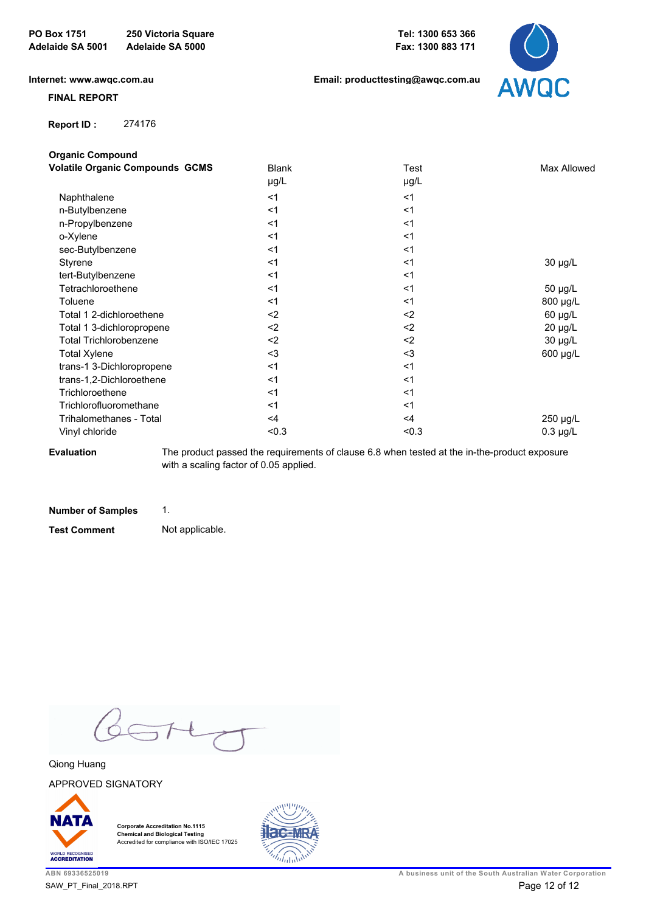PO Box 1751
Adelaide SA 5001

250 Victoria Square
Adelaide SA 5000

Tel: 1300 653 366
Fax: 1300 883 171

Internet: www.awqc.com.au

Email: producttesting@awqc.com.au

**FINAL REPORT**

**Report ID :** 274176

**Organic Compound**

| **Volatile Organic Compounds GCMS** | Blank µg/L | Test µg/L | Max Allowed |
|---|---|---|---|
| Naphthalene | <1 | <1 | |
| n-Butylbenzene | <1 | <1 | |
| n-Propylbenzene | <1 | <1 | |
| o-Xylene | <1 | <1 | |
| sec-Butylbenzene | <1 | <1 | |
| Styrene | <1 | <1 | 30 µg/L |
| tert-Butylbenzene | <1 | <1 | |
| Tetrachloroethene | <1 | <1 | 50 µg/L |
| Toluene | <1 | <1 | 800 µg/L |
| Total 1 2-dichloroethene | <2 | <2 | 60 µg/L |
| Total 1 3-dichloropropene | <2 | <2 | 20 µg/L |
| Total Trichlorobenzene | <2 | <2 | 30 µg/L |
| Total Xylene | <3 | <3 | 600 µg/L |
| trans-1 3-Dichloropropene | <1 | <1 | |
| trans-1,2-Dichloroethene | <1 | <1 | |
| Trichloroethene | <1 | <1 | |
| Trichlorofluoromethane | <1 | <1 | |
| Trihalomethanes - Total | <4 | <4 | 250 µg/L |
| Vinyl chloride | <0.3 | <0.3 | 0.3 µg/L |

**Evaluation** The product passed the requirements of clause 6.8 when tested at the in-the-product exposure with a scaling factor of 0.05 applied.

**Number of Samples** 1.

**Test Comment** Not applicable.

Qiong Huang

APPROVED SIGNATORY

NATA WORLD RECOGNISED ACCREDITATION

Corporate Accreditation No.1115
Chemical and Biological Testing
Accredited for compliance with ISO/IEC 17025

ilac-MRA

ABN 69336525019

SAW_PT_Final_2018.RPT

A business unit of the South Australian Water Corporation